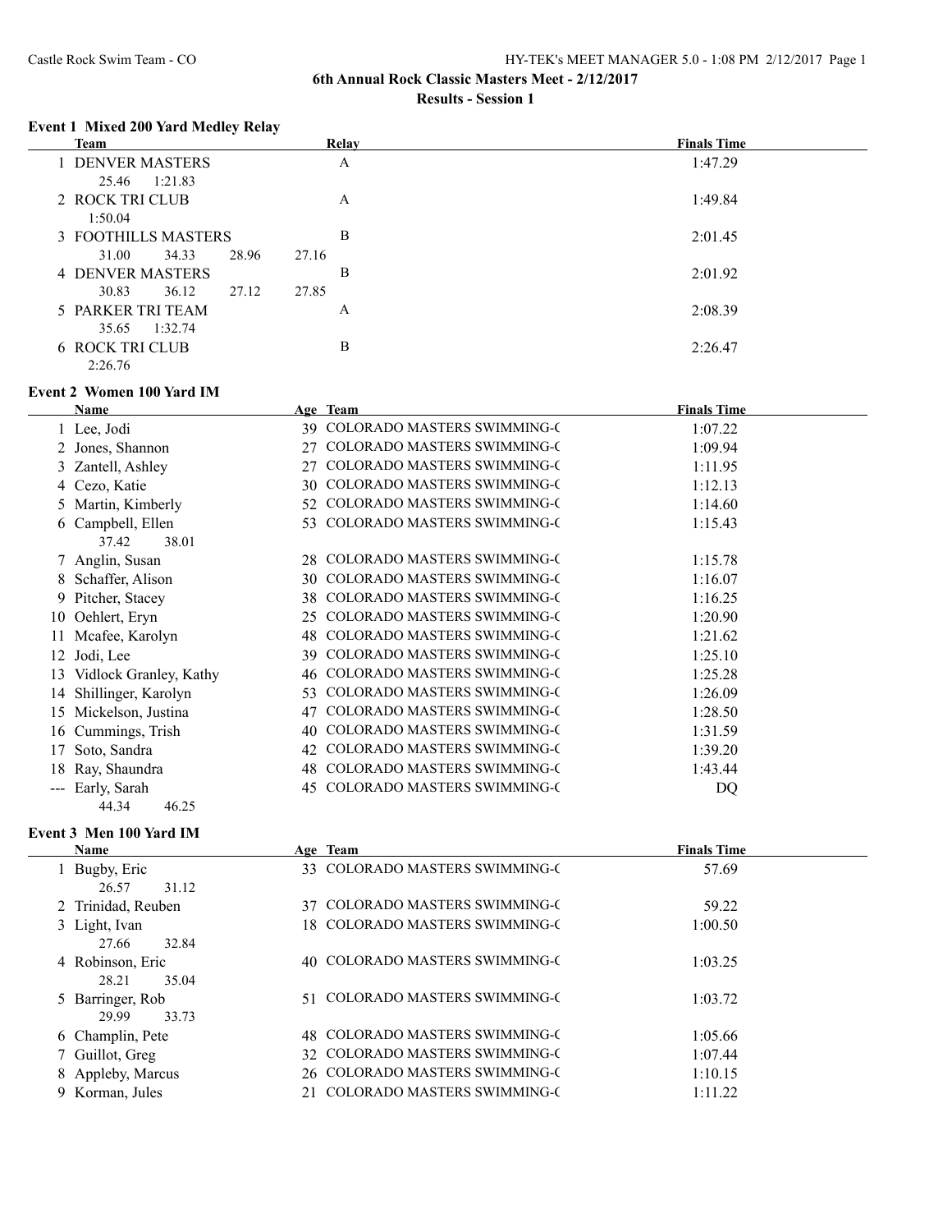# 6th Annual Rock Classic Masters Meet - 2/12/2017

## Results - Session 1

### Event 1 Mixed 200 Yard Medley Relay

| | Team | Relay | Finals Time |
|---|---|---|---|
| 1 | DENVER MASTERS | A | 1:47.29 |
| | 25.46 1:21.83 | | |
| 2 | ROCK TRI CLUB | A | 1:49.84 |
| | 1:50.04 | | |
| 3 | FOOTHILLS MASTERS | B | 2:01.45 |
| | 31.00 34.33 28.96 27.16 | | |
| 4 | DENVER MASTERS | B | 2:01.92 |
| | 30.83 36.12 27.12 27.85 | | |
| 5 | PARKER TRI TEAM | A | 2:08.39 |
| | 35.65 1:32.74 | | |
| 6 | ROCK TRI CLUB | B | 2:26.47 |
| | 2:26.76 | | |

### Event 2 Women 100 Yard IM

| | Name | Age | Team | Finals Time |
|---|---|---|---|---|
| 1 | Lee, Jodi | 39 | COLORADO MASTERS SWIMMING-( | 1:07.22 |
| 2 | Jones, Shannon | 27 | COLORADO MASTERS SWIMMING-( | 1:09.94 |
| 3 | Zantell, Ashley | 27 | COLORADO MASTERS SWIMMING-( | 1:11.95 |
| 4 | Cezo, Katie | 30 | COLORADO MASTERS SWIMMING-( | 1:12.13 |
| 5 | Martin, Kimberly | 52 | COLORADO MASTERS SWIMMING-( | 1:14.60 |
| 6 | Campbell, Ellen | 53 | COLORADO MASTERS SWIMMING-( | 1:15.43 |
| | 37.42 38.01 | | | |
| 7 | Anglin, Susan | 28 | COLORADO MASTERS SWIMMING-( | 1:15.78 |
| 8 | Schaffer, Alison | 30 | COLORADO MASTERS SWIMMING-( | 1:16.07 |
| 9 | Pitcher, Stacey | 38 | COLORADO MASTERS SWIMMING-( | 1:16.25 |
| 10 | Oehlert, Eryn | 25 | COLORADO MASTERS SWIMMING-( | 1:20.90 |
| 11 | Mcafee, Karolyn | 48 | COLORADO MASTERS SWIMMING-( | 1:21.62 |
| 12 | Jodi, Lee | 39 | COLORADO MASTERS SWIMMING-( | 1:25.10 |
| 13 | Vidlock Granley, Kathy | 46 | COLORADO MASTERS SWIMMING-( | 1:25.28 |
| 14 | Shillinger, Karolyn | 53 | COLORADO MASTERS SWIMMING-( | 1:26.09 |
| 15 | Mickelson, Justina | 47 | COLORADO MASTERS SWIMMING-( | 1:28.50 |
| 16 | Cummings, Trish | 40 | COLORADO MASTERS SWIMMING-( | 1:31.59 |
| 17 | Soto, Sandra | 42 | COLORADO MASTERS SWIMMING-( | 1:39.20 |
| 18 | Ray, Shaundra | 48 | COLORADO MASTERS SWIMMING-( | 1:43.44 |
| --- | Early, Sarah | 45 | COLORADO MASTERS SWIMMING-( | DQ |
| | 44.34 46.25 | | | |

### Event 3 Men 100 Yard IM

| | Name | Age | Team | Finals Time |
|---|---|---|---|---|
| 1 | Bugby, Eric | 33 | COLORADO MASTERS SWIMMING-( | 57.69 |
| | 26.57 31.12 | | | |
| 2 | Trinidad, Reuben | 37 | COLORADO MASTERS SWIMMING-( | 59.22 |
| 3 | Light, Ivan | 18 | COLORADO MASTERS SWIMMING-( | 1:00.50 |
| | 27.66 32.84 | | | |
| 4 | Robinson, Eric | 40 | COLORADO MASTERS SWIMMING-( | 1:03.25 |
| | 28.21 35.04 | | | |
| 5 | Barringer, Rob | 51 | COLORADO MASTERS SWIMMING-( | 1:03.72 |
| | 29.99 33.73 | | | |
| 6 | Champlin, Pete | 48 | COLORADO MASTERS SWIMMING-( | 1:05.66 |
| 7 | Guillot, Greg | 32 | COLORADO MASTERS SWIMMING-( | 1:07.44 |
| 8 | Appleby, Marcus | 26 | COLORADO MASTERS SWIMMING-( | 1:10.15 |
| 9 | Korman, Jules | 21 | COLORADO MASTERS SWIMMING-( | 1:11.22 |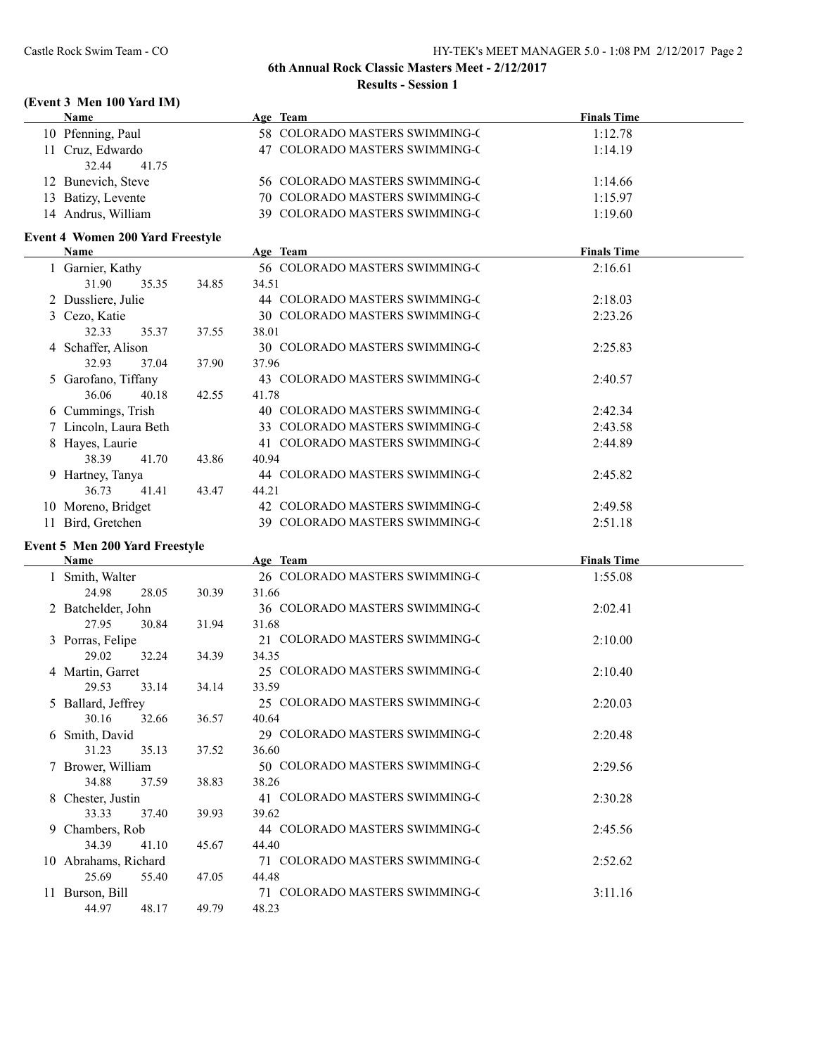## 6th Annual Rock Classic Masters Meet - 2/12/2017

### Results - Session 1

### (Event 3 Men 100 Yard IM)

| | Name | Age | Team | Finals Time |
|---|---|---|---|---|
| 10 | Pfenning, Paul | 58 | COLORADO MASTERS SWIMMING-( | 1:12.78 |
| 11 | Cruz, Edwardo | 47 | COLORADO MASTERS SWIMMING-( | 1:14.19 |
| | 32.44 41.75 | | | |
| 12 | Bunevich, Steve | 56 | COLORADO MASTERS SWIMMING-( | 1:14.66 |
| 13 | Batizy, Levente | 70 | COLORADO MASTERS SWIMMING-( | 1:15.97 |
| 14 | Andrus, William | 39 | COLORADO MASTERS SWIMMING-( | 1:19.60 |

### Event 4 Women 200 Yard Freestyle

| | Name | Age | Team | Finals Time |
|---|---|---|---|---|
| 1 | Garnier, Kathy | 56 | COLORADO MASTERS SWIMMING-( | 2:16.61 |
| | 31.90 35.35 34.85 34.51 | | | |
| 2 | Dussliere, Julie | 44 | COLORADO MASTERS SWIMMING-( | 2:18.03 |
| 3 | Cezo, Katie | 30 | COLORADO MASTERS SWIMMING-( | 2:23.26 |
| | 32.33 35.37 37.55 38.01 | | | |
| 4 | Schaffer, Alison | 30 | COLORADO MASTERS SWIMMING-( | 2:25.83 |
| | 32.93 37.04 37.90 37.96 | | | |
| 5 | Garofano, Tiffany | 43 | COLORADO MASTERS SWIMMING-( | 2:40.57 |
| | 36.06 40.18 42.55 41.78 | | | |
| 6 | Cummings, Trish | 40 | COLORADO MASTERS SWIMMING-( | 2:42.34 |
| 7 | Lincoln, Laura Beth | 33 | COLORADO MASTERS SWIMMING-( | 2:43.58 |
| 8 | Hayes, Laurie | 41 | COLORADO MASTERS SWIMMING-( | 2:44.89 |
| | 38.39 41.70 43.86 40.94 | | | |
| 9 | Hartney, Tanya | 44 | COLORADO MASTERS SWIMMING-( | 2:45.82 |
| | 36.73 41.41 43.47 44.21 | | | |
| 10 | Moreno, Bridget | 42 | COLORADO MASTERS SWIMMING-( | 2:49.58 |
| 11 | Bird, Gretchen | 39 | COLORADO MASTERS SWIMMING-( | 2:51.18 |

### Event 5 Men 200 Yard Freestyle

| | Name | Age | Team | Finals Time |
|---|---|---|---|---|
| 1 | Smith, Walter | 26 | COLORADO MASTERS SWIMMING-( | 1:55.08 |
| | 24.98 28.05 30.39 31.66 | | | |
| 2 | Batchelder, John | 36 | COLORADO MASTERS SWIMMING-( | 2:02.41 |
| | 27.95 30.84 31.94 31.68 | | | |
| 3 | Porras, Felipe | 21 | COLORADO MASTERS SWIMMING-( | 2:10.00 |
| | 29.02 32.24 34.39 34.35 | | | |
| 4 | Martin, Garret | 25 | COLORADO MASTERS SWIMMING-( | 2:10.40 |
| | 29.53 33.14 34.14 33.59 | | | |
| 5 | Ballard, Jeffrey | 25 | COLORADO MASTERS SWIMMING-( | 2:20.03 |
| | 30.16 32.66 36.57 40.64 | | | |
| 6 | Smith, David | 29 | COLORADO MASTERS SWIMMING-( | 2:20.48 |
| | 31.23 35.13 37.52 36.60 | | | |
| 7 | Brower, William | 50 | COLORADO MASTERS SWIMMING-( | 2:29.56 |
| | 34.88 37.59 38.83 38.26 | | | |
| 8 | Chester, Justin | 41 | COLORADO MASTERS SWIMMING-( | 2:30.28 |
| | 33.33 37.40 39.93 39.62 | | | |
| 9 | Chambers, Rob | 44 | COLORADO MASTERS SWIMMING-( | 2:45.56 |
| | 34.39 41.10 45.67 44.40 | | | |
| 10 | Abrahams, Richard | 71 | COLORADO MASTERS SWIMMING-( | 2:52.62 |
| | 25.69 55.40 47.05 44.48 | | | |
| 11 | Burson, Bill | 71 | COLORADO MASTERS SWIMMING-( | 3:11.16 |
| | 44.97 48.17 49.79 48.23 | | | |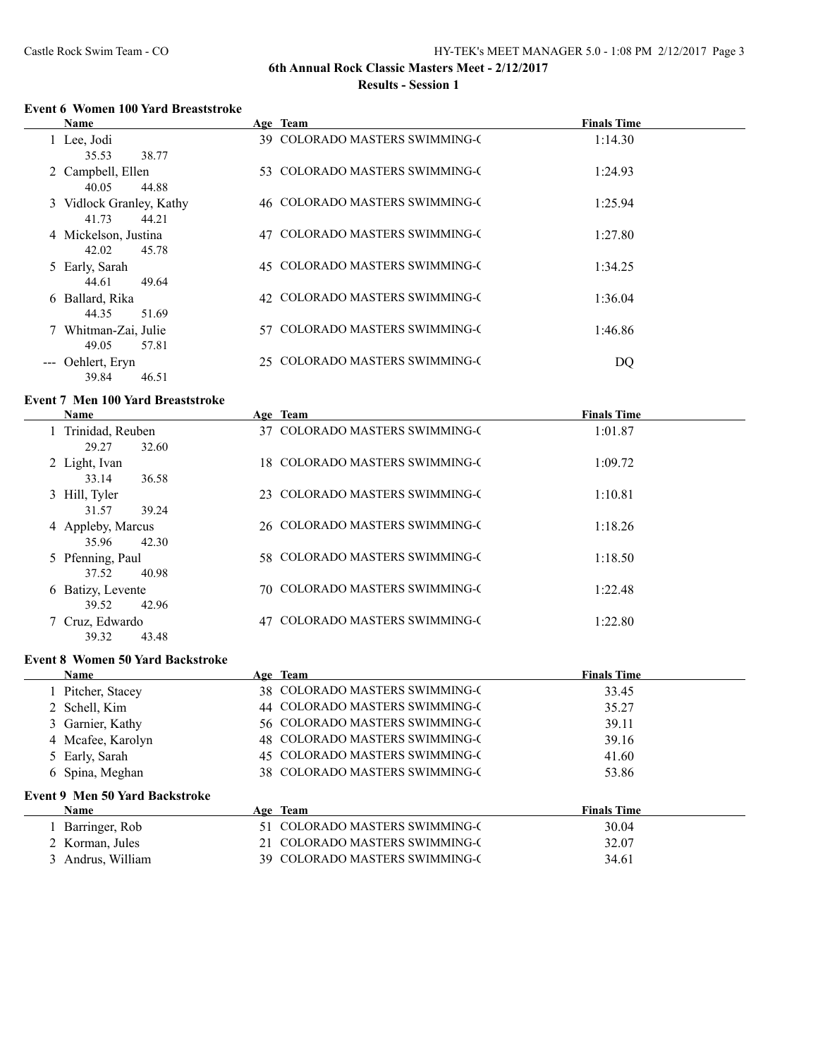## 6th Annual Rock Classic Masters Meet - 2/12/2017

### Results - Session 1

#### Event 6 Women 100 Yard Breaststroke

| | Name | Age | Team | Finals Time |
|---|---|---|---|---|
| 1 | Lee, Jodi | 39 | COLORADO MASTERS SWIMMING-( | 1:14.30 |
| | 35.53 38.77 | | | |
| 2 | Campbell, Ellen | 53 | COLORADO MASTERS SWIMMING-( | 1:24.93 |
| | 40.05 44.88 | | | |
| 3 | Vidlock Granley, Kathy | 46 | COLORADO MASTERS SWIMMING-( | 1:25.94 |
| | 41.73 44.21 | | | |
| 4 | Mickelson, Justina | 47 | COLORADO MASTERS SWIMMING-( | 1:27.80 |
| | 42.02 45.78 | | | |
| 5 | Early, Sarah | 45 | COLORADO MASTERS SWIMMING-( | 1:34.25 |
| | 44.61 49.64 | | | |
| 6 | Ballard, Rika | 42 | COLORADO MASTERS SWIMMING-( | 1:36.04 |
| | 44.35 51.69 | | | |
| 7 | Whitman-Zai, Julie | 57 | COLORADO MASTERS SWIMMING-( | 1:46.86 |
| | 49.05 57.81 | | | |
| --- | Oehlert, Eryn | 25 | COLORADO MASTERS SWIMMING-( | DQ |
| | 39.84 46.51 | | | |

#### Event 7 Men 100 Yard Breaststroke

| | Name | Age | Team | Finals Time |
|---|---|---|---|---|
| 1 | Trinidad, Reuben | 37 | COLORADO MASTERS SWIMMING-( | 1:01.87 |
| | 29.27 32.60 | | | |
| 2 | Light, Ivan | 18 | COLORADO MASTERS SWIMMING-( | 1:09.72 |
| | 33.14 36.58 | | | |
| 3 | Hill, Tyler | 23 | COLORADO MASTERS SWIMMING-( | 1:10.81 |
| | 31.57 39.24 | | | |
| 4 | Appleby, Marcus | 26 | COLORADO MASTERS SWIMMING-( | 1:18.26 |
| | 35.96 42.30 | | | |
| 5 | Pfenning, Paul | 58 | COLORADO MASTERS SWIMMING-( | 1:18.50 |
| | 37.52 40.98 | | | |
| 6 | Batizy, Levente | 70 | COLORADO MASTERS SWIMMING-( | 1:22.48 |
| | 39.52 42.96 | | | |
| 7 | Cruz, Edwardo | 47 | COLORADO MASTERS SWIMMING-( | 1:22.80 |
| | 39.32 43.48 | | | |

#### Event 8 Women 50 Yard Backstroke

| | Name | Age | Team | Finals Time |
|---|---|---|---|---|
| 1 | Pitcher, Stacey | 38 | COLORADO MASTERS SWIMMING-( | 33.45 |
| 2 | Schell, Kim | 44 | COLORADO MASTERS SWIMMING-( | 35.27 |
| 3 | Garnier, Kathy | 56 | COLORADO MASTERS SWIMMING-( | 39.11 |
| 4 | Mcafee, Karolyn | 48 | COLORADO MASTERS SWIMMING-( | 39.16 |
| 5 | Early, Sarah | 45 | COLORADO MASTERS SWIMMING-( | 41.60 |
| 6 | Spina, Meghan | 38 | COLORADO MASTERS SWIMMING-( | 53.86 |

#### Event 9 Men 50 Yard Backstroke

| | Name | Age | Team | Finals Time |
|---|---|---|---|---|
| 1 | Barringer, Rob | 51 | COLORADO MASTERS SWIMMING-( | 30.04 |
| 2 | Korman, Jules | 21 | COLORADO MASTERS SWIMMING-( | 32.07 |
| 3 | Andrus, William | 39 | COLORADO MASTERS SWIMMING-( | 34.61 |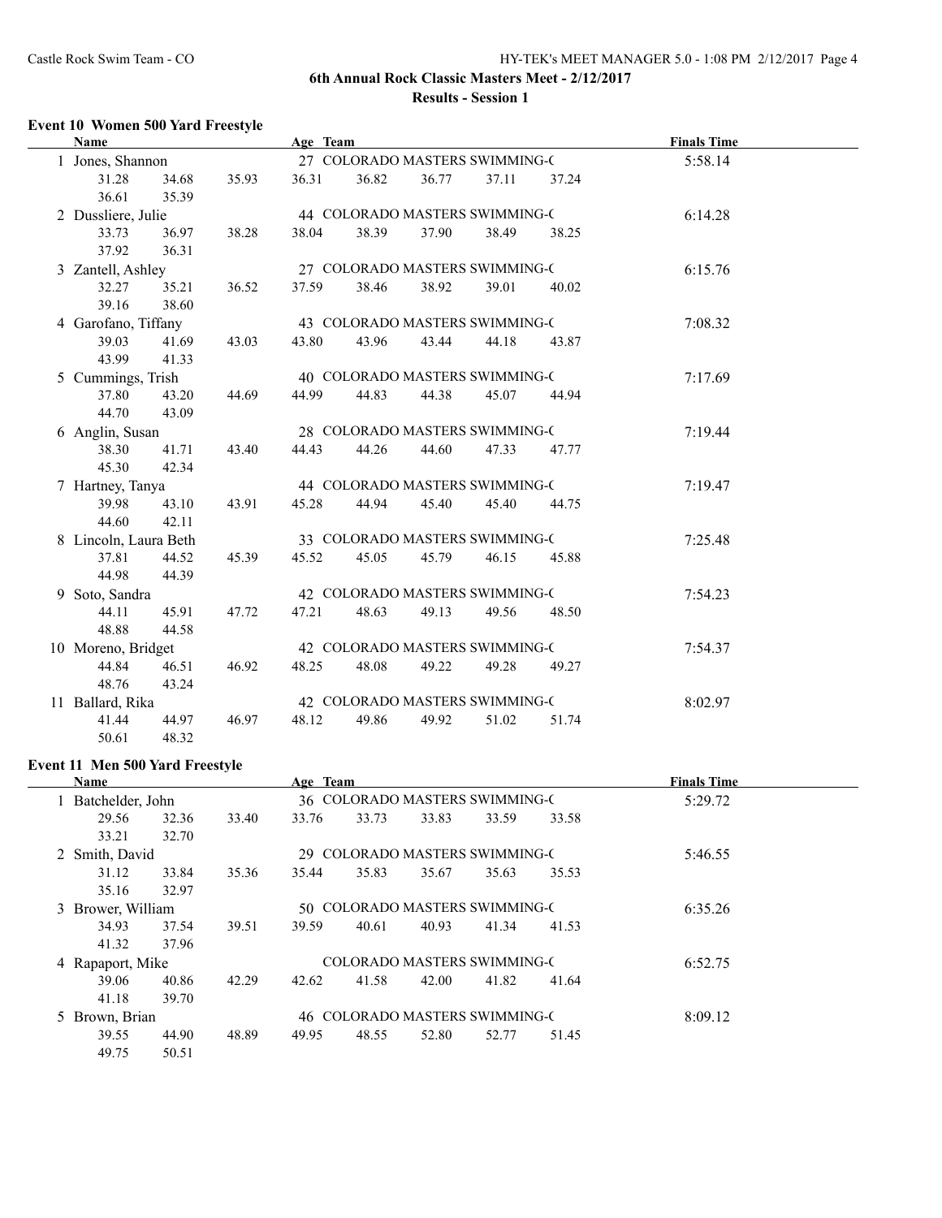## 6th Annual Rock Classic Masters Meet - 2/12/2017

### Results - Session 1

### Event 10 Women 500 Yard Freestyle

| | Name | Age | Team | Finals Time |
|---|---|---|---|---|
| 1 | Jones, Shannon | 27 | COLORADO MASTERS SWIMMING-( | 5:58.14 |
| | 31.28  34.68  35.93  36.31  36.82  36.77  37.11  37.24  36.61  35.39 | | | |
| 2 | Dussliere, Julie | 44 | COLORADO MASTERS SWIMMING-( | 6:14.28 |
| | 33.73  36.97  38.28  38.04  38.39  37.90  38.49  38.25  37.92  36.31 | | | |
| 3 | Zantell, Ashley | 27 | COLORADO MASTERS SWIMMING-( | 6:15.76 |
| | 32.27  35.21  36.52  37.59  38.46  38.92  39.01  40.02  39.16  38.60 | | | |
| 4 | Garofano, Tiffany | 43 | COLORADO MASTERS SWIMMING-( | 7:08.32 |
| | 39.03  41.69  43.03  43.80  43.96  43.44  44.18  43.87  43.99  41.33 | | | |
| 5 | Cummings, Trish | 40 | COLORADO MASTERS SWIMMING-( | 7:17.69 |
| | 37.80  43.20  44.69  44.99  44.83  44.38  45.07  44.94  44.70  43.09 | | | |
| 6 | Anglin, Susan | 28 | COLORADO MASTERS SWIMMING-( | 7:19.44 |
| | 38.30  41.71  43.40  44.43  44.26  44.60  47.33  47.77  45.30  42.34 | | | |
| 7 | Hartney, Tanya | 44 | COLORADO MASTERS SWIMMING-( | 7:19.47 |
| | 39.98  43.10  43.91  45.28  44.94  45.40  45.40  44.75  44.60  42.11 | | | |
| 8 | Lincoln, Laura Beth | 33 | COLORADO MASTERS SWIMMING-( | 7:25.48 |
| | 37.81  44.52  45.39  45.52  45.05  45.79  46.15  45.88  44.98  44.39 | | | |
| 9 | Soto, Sandra | 42 | COLORADO MASTERS SWIMMING-( | 7:54.23 |
| | 44.11  45.91  47.72  47.21  48.63  49.13  49.56  48.50  48.88  44.58 | | | |
| 10 | Moreno, Bridget | 42 | COLORADO MASTERS SWIMMING-( | 7:54.37 |
| | 44.84  46.51  46.92  48.25  48.08  49.22  49.28  49.27  48.76  43.24 | | | |
| 11 | Ballard, Rika | 42 | COLORADO MASTERS SWIMMING-( | 8:02.97 |
| | 41.44  44.97  46.97  48.12  49.86  49.92  51.02  51.74  50.61  48.32 | | | |

### Event 11 Men 500 Yard Freestyle

| | Name | Age | Team | Finals Time |
|---|---|---|---|---|
| 1 | Batchelder, John | 36 | COLORADO MASTERS SWIMMING-( | 5:29.72 |
| | 29.56  32.36  33.40  33.76  33.73  33.83  33.59  33.58  33.21  32.70 | | | |
| 2 | Smith, David | 29 | COLORADO MASTERS SWIMMING-( | 5:46.55 |
| | 31.12  33.84  35.36  35.44  35.83  35.67  35.63  35.53  35.16  32.97 | | | |
| 3 | Brower, William | 50 | COLORADO MASTERS SWIMMING-( | 6:35.26 |
| | 34.93  37.54  39.51  39.59  40.61  40.93  41.34  41.53  41.32  37.96 | | | |
| 4 | Rapaport, Mike | | COLORADO MASTERS SWIMMING-( | 6:52.75 |
| | 39.06  40.86  42.29  42.62  41.58  42.00  41.82  41.64  41.18  39.70 | | | |
| 5 | Brown, Brian | 46 | COLORADO MASTERS SWIMMING-( | 8:09.12 |
| | 39.55  44.90  48.89  49.95  48.55  52.80  52.77  51.45  49.75  50.51 | | | |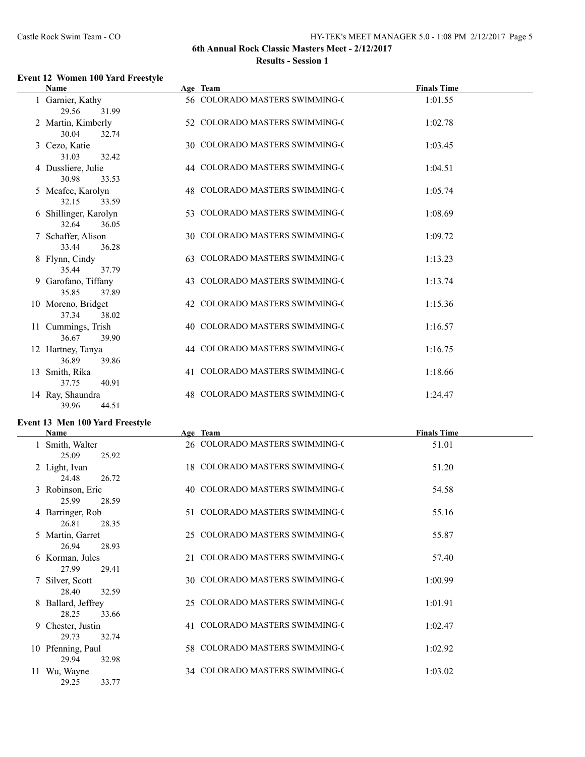## 6th Annual Rock Classic Masters Meet - 2/12/2017

### Results - Session 1

#### Event 12 Women 100 Yard Freestyle

| | Name | Age | Team | Finals Time |
|---|---|---|---|---|
| 1 | Garnier, Kathy | 56 | COLORADO MASTERS SWIMMING-( | 1:01.55 |
| | 29.56 31.99 | | | |
| 2 | Martin, Kimberly | 52 | COLORADO MASTERS SWIMMING-( | 1:02.78 |
| | 30.04 32.74 | | | |
| 3 | Cezo, Katie | 30 | COLORADO MASTERS SWIMMING-( | 1:03.45 |
| | 31.03 32.42 | | | |
| 4 | Dussliere, Julie | 44 | COLORADO MASTERS SWIMMING-( | 1:04.51 |
| | 30.98 33.53 | | | |
| 5 | Mcafee, Karolyn | 48 | COLORADO MASTERS SWIMMING-( | 1:05.74 |
| | 32.15 33.59 | | | |
| 6 | Shillinger, Karolyn | 53 | COLORADO MASTERS SWIMMING-( | 1:08.69 |
| | 32.64 36.05 | | | |
| 7 | Schaffer, Alison | 30 | COLORADO MASTERS SWIMMING-( | 1:09.72 |
| | 33.44 36.28 | | | |
| 8 | Flynn, Cindy | 63 | COLORADO MASTERS SWIMMING-( | 1:13.23 |
| | 35.44 37.79 | | | |
| 9 | Garofano, Tiffany | 43 | COLORADO MASTERS SWIMMING-( | 1:13.74 |
| | 35.85 37.89 | | | |
| 10 | Moreno, Bridget | 42 | COLORADO MASTERS SWIMMING-( | 1:15.36 |
| | 37.34 38.02 | | | |
| 11 | Cummings, Trish | 40 | COLORADO MASTERS SWIMMING-( | 1:16.57 |
| | 36.67 39.90 | | | |
| 12 | Hartney, Tanya | 44 | COLORADO MASTERS SWIMMING-( | 1:16.75 |
| | 36.89 39.86 | | | |
| 13 | Smith, Rika | 41 | COLORADO MASTERS SWIMMING-( | 1:18.66 |
| | 37.75 40.91 | | | |
| 14 | Ray, Shaundra | 48 | COLORADO MASTERS SWIMMING-( | 1:24.47 |
| | 39.96 44.51 | | | |

#### Event 13 Men 100 Yard Freestyle

| | Name | Age | Team | Finals Time |
|---|---|---|---|---|
| 1 | Smith, Walter | 26 | COLORADO MASTERS SWIMMING-( | 51.01 |
| | 25.09 25.92 | | | |
| 2 | Light, Ivan | 18 | COLORADO MASTERS SWIMMING-( | 51.20 |
| | 24.48 26.72 | | | |
| 3 | Robinson, Eric | 40 | COLORADO MASTERS SWIMMING-( | 54.58 |
| | 25.99 28.59 | | | |
| 4 | Barringer, Rob | 51 | COLORADO MASTERS SWIMMING-( | 55.16 |
| | 26.81 28.35 | | | |
| 5 | Martin, Garret | 25 | COLORADO MASTERS SWIMMING-( | 55.87 |
| | 26.94 28.93 | | | |
| 6 | Korman, Jules | 21 | COLORADO MASTERS SWIMMING-( | 57.40 |
| | 27.99 29.41 | | | |
| 7 | Silver, Scott | 30 | COLORADO MASTERS SWIMMING-( | 1:00.99 |
| | 28.40 32.59 | | | |
| 8 | Ballard, Jeffrey | 25 | COLORADO MASTERS SWIMMING-( | 1:01.91 |
| | 28.25 33.66 | | | |
| 9 | Chester, Justin | 41 | COLORADO MASTERS SWIMMING-( | 1:02.47 |
| | 29.73 32.74 | | | |
| 10 | Pfenning, Paul | 58 | COLORADO MASTERS SWIMMING-( | 1:02.92 |
| | 29.94 32.98 | | | |
| 11 | Wu, Wayne | 34 | COLORADO MASTERS SWIMMING-( | 1:03.02 |
| | 29.25 33.77 | | | |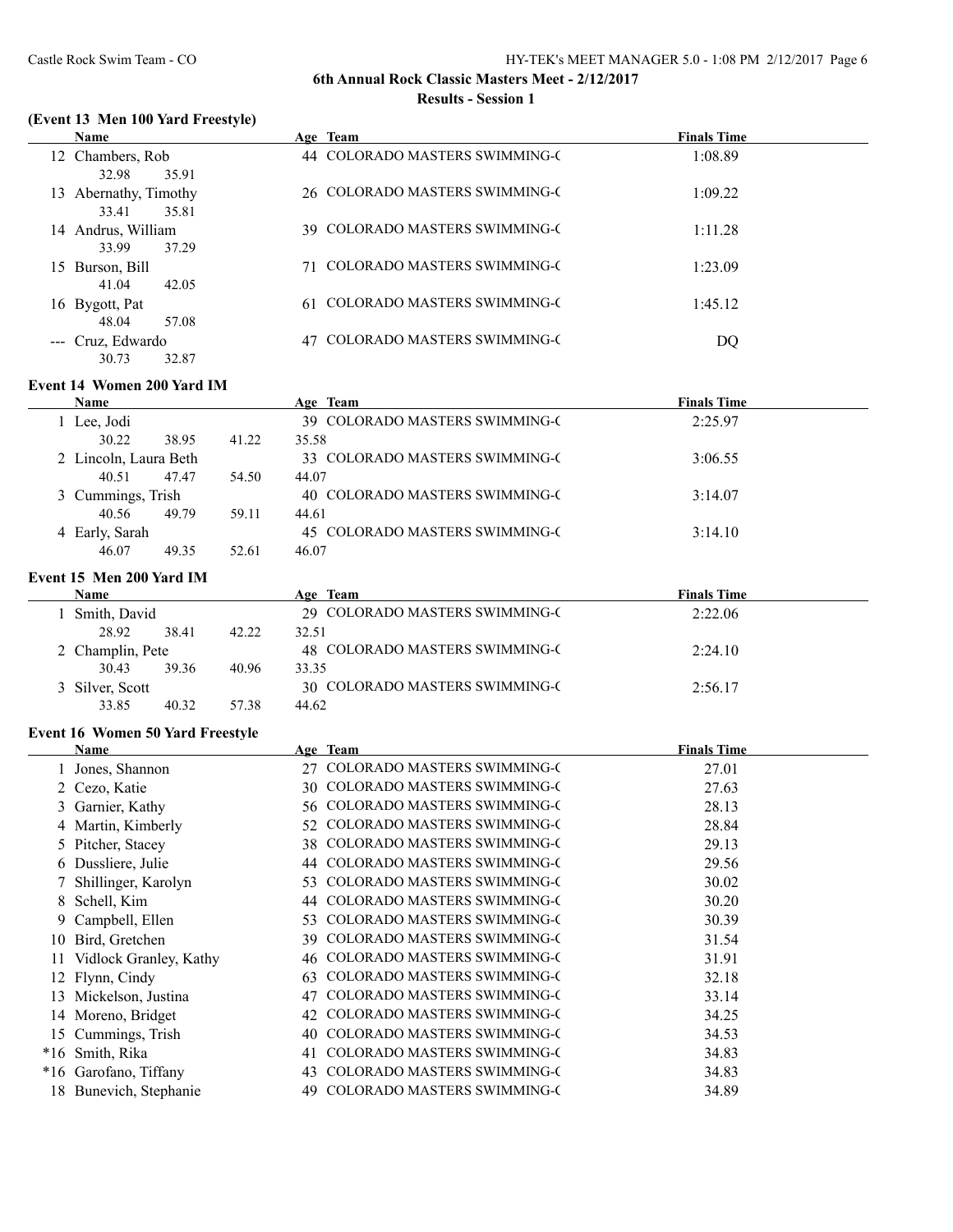6th Annual Rock Classic Masters Meet - 2/12/2017

Results - Session 1

## (Event 13 Men 100 Yard Freestyle)

| | Name | Age | Team | Finals Time |
|---|---|---|---|---|
| 12 | Chambers, Rob | 44 | COLORADO MASTERS SWIMMING-C | 1:08.89 |
| | 32.98  35.91 | | | |
| 13 | Abernathy, Timothy | 26 | COLORADO MASTERS SWIMMING-C | 1:09.22 |
| | 33.41  35.81 | | | |
| 14 | Andrus, William | 39 | COLORADO MASTERS SWIMMING-C | 1:11.28 |
| | 33.99  37.29 | | | |
| 15 | Burson, Bill | 71 | COLORADO MASTERS SWIMMING-C | 1:23.09 |
| | 41.04  42.05 | | | |
| 16 | Bygott, Pat | 61 | COLORADO MASTERS SWIMMING-C | 1:45.12 |
| | 48.04  57.08 | | | |
| --- | Cruz, Edwardo | 47 | COLORADO MASTERS SWIMMING-C | DQ |
| | 30.73  32.87 | | | |

## Event 14 Women 200 Yard IM

| | Name | Age | Team | Finals Time |
|---|---|---|---|---|
| 1 | Lee, Jodi | 39 | COLORADO MASTERS SWIMMING-C | 2:25.97 |
| | 30.22  38.95  41.22  35.58 | | | |
| 2 | Lincoln, Laura Beth | 33 | COLORADO MASTERS SWIMMING-C | 3:06.55 |
| | 40.51  47.47  54.50  44.07 | | | |
| 3 | Cummings, Trish | 40 | COLORADO MASTERS SWIMMING-C | 3:14.07 |
| | 40.56  49.79  59.11  44.61 | | | |
| 4 | Early, Sarah | 45 | COLORADO MASTERS SWIMMING-C | 3:14.10 |
| | 46.07  49.35  52.61  46.07 | | | |

## Event 15 Men 200 Yard IM

| | Name | Age | Team | Finals Time |
|---|---|---|---|---|
| 1 | Smith, David | 29 | COLORADO MASTERS SWIMMING-C | 2:22.06 |
| | 28.92  38.41  42.22  32.51 | | | |
| 2 | Champlin, Pete | 48 | COLORADO MASTERS SWIMMING-C | 2:24.10 |
| | 30.43  39.36  40.96  33.35 | | | |
| 3 | Silver, Scott | 30 | COLORADO MASTERS SWIMMING-C | 2:56.17 |
| | 33.85  40.32  57.38  44.62 | | | |

## Event 16 Women 50 Yard Freestyle

| | Name | Age | Team | Finals Time |
|---|---|---|---|---|
| 1 | Jones, Shannon | 27 | COLORADO MASTERS SWIMMING-C | 27.01 |
| 2 | Cezo, Katie | 30 | COLORADO MASTERS SWIMMING-C | 27.63 |
| 3 | Garnier, Kathy | 56 | COLORADO MASTERS SWIMMING-C | 28.13 |
| 4 | Martin, Kimberly | 52 | COLORADO MASTERS SWIMMING-C | 28.84 |
| 5 | Pitcher, Stacey | 38 | COLORADO MASTERS SWIMMING-C | 29.13 |
| 6 | Dussliere, Julie | 44 | COLORADO MASTERS SWIMMING-C | 29.56 |
| 7 | Shillinger, Karolyn | 53 | COLORADO MASTERS SWIMMING-C | 30.02 |
| 8 | Schell, Kim | 44 | COLORADO MASTERS SWIMMING-C | 30.20 |
| 9 | Campbell, Ellen | 53 | COLORADO MASTERS SWIMMING-C | 30.39 |
| 10 | Bird, Gretchen | 39 | COLORADO MASTERS SWIMMING-C | 31.54 |
| 11 | Vidlock Granley, Kathy | 46 | COLORADO MASTERS SWIMMING-C | 31.91 |
| 12 | Flynn, Cindy | 63 | COLORADO MASTERS SWIMMING-C | 32.18 |
| 13 | Mickelson, Justina | 47 | COLORADO MASTERS SWIMMING-C | 33.14 |
| 14 | Moreno, Bridget | 42 | COLORADO MASTERS SWIMMING-C | 34.25 |
| 15 | Cummings, Trish | 40 | COLORADO MASTERS SWIMMING-C | 34.53 |
| *16 | Smith, Rika | 41 | COLORADO MASTERS SWIMMING-C | 34.83 |
| *16 | Garofano, Tiffany | 43 | COLORADO MASTERS SWIMMING-C | 34.83 |
| 18 | Bunevich, Stephanie | 49 | COLORADO MASTERS SWIMMING-C | 34.89 |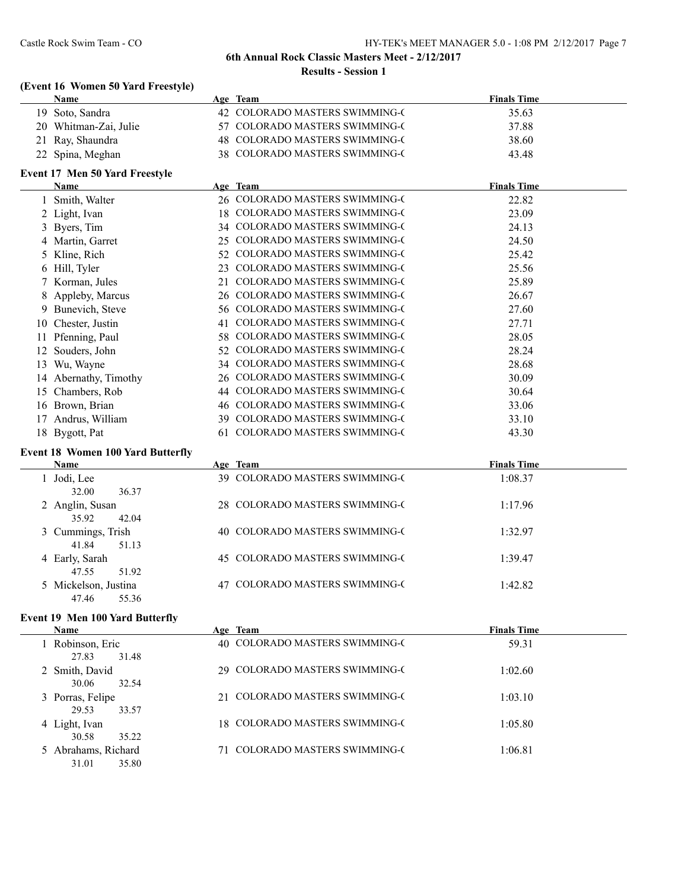6th Annual Rock Classic Masters Meet - 2/12/2017

Results - Session 1

### (Event 16 Women 50 Yard Freestyle)

| | Name | Age | Team | Finals Time |
|---|---|---|---|---|
| 19 | Soto, Sandra | 42 | COLORADO MASTERS SWIMMING-( | 35.63 |
| 20 | Whitman-Zai, Julie | 57 | COLORADO MASTERS SWIMMING-( | 37.88 |
| 21 | Ray, Shaundra | 48 | COLORADO MASTERS SWIMMING-( | 38.60 |
| 22 | Spina, Meghan | 38 | COLORADO MASTERS SWIMMING-( | 43.48 |

### Event 17 Men 50 Yard Freestyle

| | Name | Age | Team | Finals Time |
|---|---|---|---|---|
| 1 | Smith, Walter | 26 | COLORADO MASTERS SWIMMING-( | 22.82 |
| 2 | Light, Ivan | 18 | COLORADO MASTERS SWIMMING-( | 23.09 |
| 3 | Byers, Tim | 34 | COLORADO MASTERS SWIMMING-( | 24.13 |
| 4 | Martin, Garret | 25 | COLORADO MASTERS SWIMMING-( | 24.50 |
| 5 | Kline, Rich | 52 | COLORADO MASTERS SWIMMING-( | 25.42 |
| 6 | Hill, Tyler | 23 | COLORADO MASTERS SWIMMING-( | 25.56 |
| 7 | Korman, Jules | 21 | COLORADO MASTERS SWIMMING-( | 25.89 |
| 8 | Appleby, Marcus | 26 | COLORADO MASTERS SWIMMING-( | 26.67 |
| 9 | Bunevich, Steve | 56 | COLORADO MASTERS SWIMMING-( | 27.60 |
| 10 | Chester, Justin | 41 | COLORADO MASTERS SWIMMING-( | 27.71 |
| 11 | Pfenning, Paul | 58 | COLORADO MASTERS SWIMMING-( | 28.05 |
| 12 | Souders, John | 52 | COLORADO MASTERS SWIMMING-( | 28.24 |
| 13 | Wu, Wayne | 34 | COLORADO MASTERS SWIMMING-( | 28.68 |
| 14 | Abernathy, Timothy | 26 | COLORADO MASTERS SWIMMING-( | 30.09 |
| 15 | Chambers, Rob | 44 | COLORADO MASTERS SWIMMING-( | 30.64 |
| 16 | Brown, Brian | 46 | COLORADO MASTERS SWIMMING-( | 33.06 |
| 17 | Andrus, William | 39 | COLORADO MASTERS SWIMMING-( | 33.10 |
| 18 | Bygott, Pat | 61 | COLORADO MASTERS SWIMMING-( | 43.30 |

### Event 18 Women 100 Yard Butterfly

| | Name | Age | Team | Finals Time |
|---|---|---|---|---|
| 1 | Jodi, Lee | 39 | COLORADO MASTERS SWIMMING-( | 1:08.37 |
| | 32.00 36.37 | | | |
| 2 | Anglin, Susan | 28 | COLORADO MASTERS SWIMMING-( | 1:17.96 |
| | 35.92 42.04 | | | |
| 3 | Cummings, Trish | 40 | COLORADO MASTERS SWIMMING-( | 1:32.97 |
| | 41.84 51.13 | | | |
| 4 | Early, Sarah | 45 | COLORADO MASTERS SWIMMING-( | 1:39.47 |
| | 47.55 51.92 | | | |
| 5 | Mickelson, Justina | 47 | COLORADO MASTERS SWIMMING-( | 1:42.82 |
| | 47.46 55.36 | | | |

### Event 19 Men 100 Yard Butterfly

| | Name | Age | Team | Finals Time |
|---|---|---|---|---|
| 1 | Robinson, Eric | 40 | COLORADO MASTERS SWIMMING-( | 59.31 |
| | 27.83 31.48 | | | |
| 2 | Smith, David | 29 | COLORADO MASTERS SWIMMING-( | 1:02.60 |
| | 30.06 32.54 | | | |
| 3 | Porras, Felipe | 21 | COLORADO MASTERS SWIMMING-( | 1:03.10 |
| | 29.53 33.57 | | | |
| 4 | Light, Ivan | 18 | COLORADO MASTERS SWIMMING-( | 1:05.80 |
| | 30.58 35.22 | | | |
| 5 | Abrahams, Richard | 71 | COLORADO MASTERS SWIMMING-( | 1:06.81 |
| | 31.01 35.80 | | | |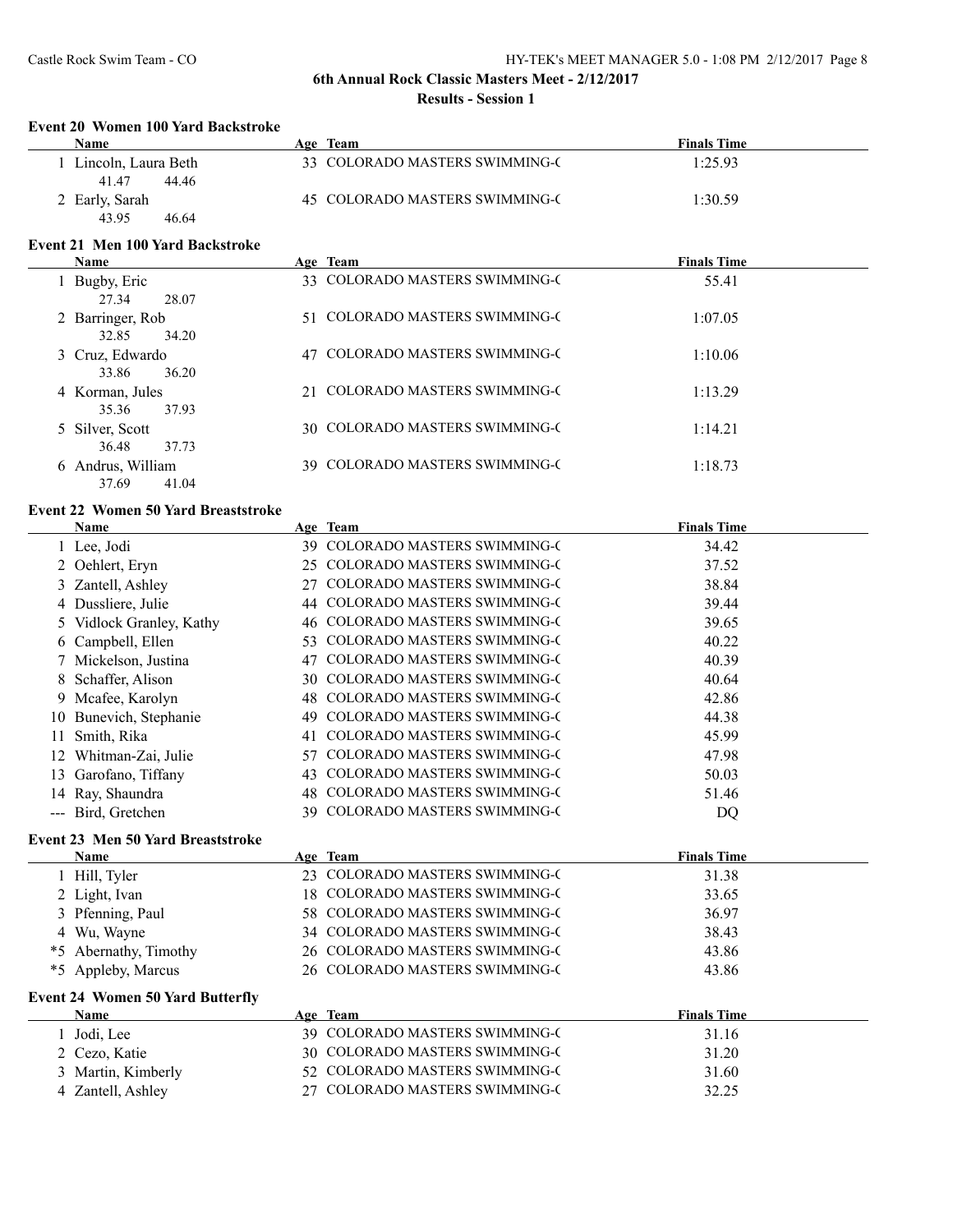## 6th Annual Rock Classic Masters Meet - 2/12/2017

### Results - Session 1

#### Event 20 Women 100 Yard Backstroke

| Name | Age | Team | Finals Time |
|---|---|---|---|
| 1 Lincoln, Laura Beth | 33 | COLORADO MASTERS SWIMMING-( | 1:25.93 |
| 41.47 44.46 | | | |
| 2 Early, Sarah | 45 | COLORADO MASTERS SWIMMING-( | 1:30.59 |
| 43.95 46.64 | | | |

#### Event 21 Men 100 Yard Backstroke

| Name | Age | Team | Finals Time |
|---|---|---|---|
| 1 Bugby, Eric | 33 | COLORADO MASTERS SWIMMING-( | 55.41 |
| 27.34 28.07 | | | |
| 2 Barringer, Rob | 51 | COLORADO MASTERS SWIMMING-( | 1:07.05 |
| 32.85 34.20 | | | |
| 3 Cruz, Edwardo | 47 | COLORADO MASTERS SWIMMING-( | 1:10.06 |
| 33.86 36.20 | | | |
| 4 Korman, Jules | 21 | COLORADO MASTERS SWIMMING-( | 1:13.29 |
| 35.36 37.93 | | | |
| 5 Silver, Scott | 30 | COLORADO MASTERS SWIMMING-( | 1:14.21 |
| 36.48 37.73 | | | |
| 6 Andrus, William | 39 | COLORADO MASTERS SWIMMING-( | 1:18.73 |
| 37.69 41.04 | | | |

#### Event 22 Women 50 Yard Breaststroke

| Name | Age | Team | Finals Time |
|---|---|---|---|
| 1 Lee, Jodi | 39 | COLORADO MASTERS SWIMMING-( | 34.42 |
| 2 Oehlert, Eryn | 25 | COLORADO MASTERS SWIMMING-( | 37.52 |
| 3 Zantell, Ashley | 27 | COLORADO MASTERS SWIMMING-( | 38.84 |
| 4 Dussliere, Julie | 44 | COLORADO MASTERS SWIMMING-( | 39.44 |
| 5 Vidlock Granley, Kathy | 46 | COLORADO MASTERS SWIMMING-( | 39.65 |
| 6 Campbell, Ellen | 53 | COLORADO MASTERS SWIMMING-( | 40.22 |
| 7 Mickelson, Justina | 47 | COLORADO MASTERS SWIMMING-( | 40.39 |
| 8 Schaffer, Alison | 30 | COLORADO MASTERS SWIMMING-( | 40.64 |
| 9 Mcafee, Karolyn | 48 | COLORADO MASTERS SWIMMING-( | 42.86 |
| 10 Bunevich, Stephanie | 49 | COLORADO MASTERS SWIMMING-( | 44.38 |
| 11 Smith, Rika | 41 | COLORADO MASTERS SWIMMING-( | 45.99 |
| 12 Whitman-Zai, Julie | 57 | COLORADO MASTERS SWIMMING-( | 47.98 |
| 13 Garofano, Tiffany | 43 | COLORADO MASTERS SWIMMING-( | 50.03 |
| 14 Ray, Shaundra | 48 | COLORADO MASTERS SWIMMING-( | 51.46 |
| --- Bird, Gretchen | 39 | COLORADO MASTERS SWIMMING-( | DQ |

#### Event 23 Men 50 Yard Breaststroke

| Name | Age | Team | Finals Time |
|---|---|---|---|
| 1 Hill, Tyler | 23 | COLORADO MASTERS SWIMMING-( | 31.38 |
| 2 Light, Ivan | 18 | COLORADO MASTERS SWIMMING-( | 33.65 |
| 3 Pfenning, Paul | 58 | COLORADO MASTERS SWIMMING-( | 36.97 |
| 4 Wu, Wayne | 34 | COLORADO MASTERS SWIMMING-( | 38.43 |
| *5 Abernathy, Timothy | 26 | COLORADO MASTERS SWIMMING-( | 43.86 |
| *5 Appleby, Marcus | 26 | COLORADO MASTERS SWIMMING-( | 43.86 |

#### Event 24 Women 50 Yard Butterfly

| Name | Age | Team | Finals Time |
|---|---|---|---|
| 1 Jodi, Lee | 39 | COLORADO MASTERS SWIMMING-( | 31.16 |
| 2 Cezo, Katie | 30 | COLORADO MASTERS SWIMMING-( | 31.20 |
| 3 Martin, Kimberly | 52 | COLORADO MASTERS SWIMMING-( | 31.60 |
| 4 Zantell, Ashley | 27 | COLORADO MASTERS SWIMMING-( | 32.25 |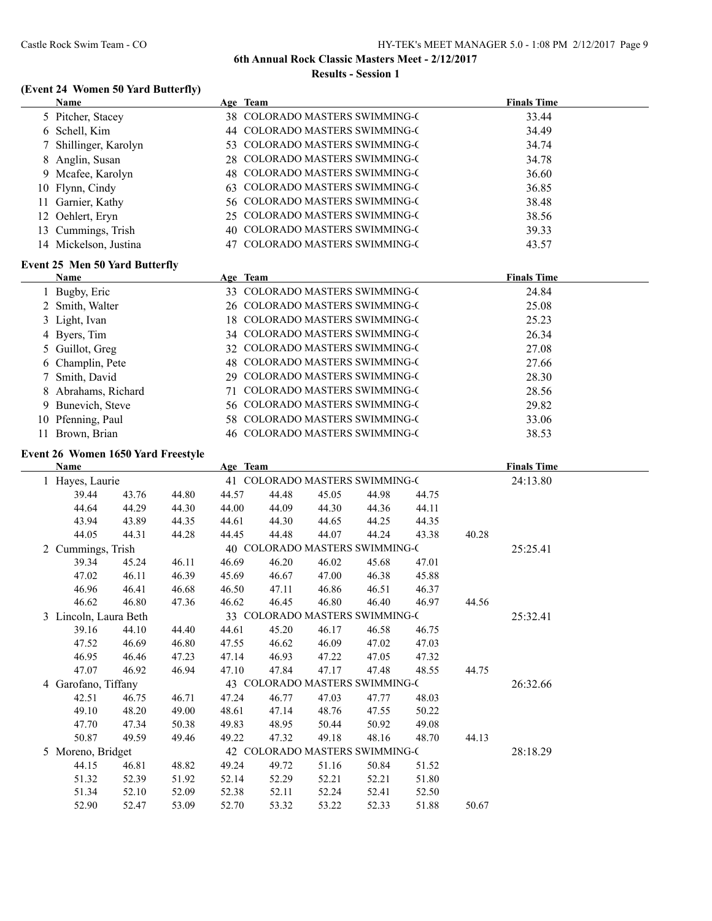## 6th Annual Rock Classic Masters Meet - 2/12/2017

### Results - Session 1

#### (Event 24 Women 50 Yard Butterfly)

| | Name | Age | Team | Finals Time |
|---|---|---|---|---|
| 5 | Pitcher, Stacey | 38 | COLORADO MASTERS SWIMMING-( | 33.44 |
| 6 | Schell, Kim | 44 | COLORADO MASTERS SWIMMING-( | 34.49 |
| 7 | Shillinger, Karolyn | 53 | COLORADO MASTERS SWIMMING-( | 34.74 |
| 8 | Anglin, Susan | 28 | COLORADO MASTERS SWIMMING-( | 34.78 |
| 9 | Mcafee, Karolyn | 48 | COLORADO MASTERS SWIMMING-( | 36.60 |
| 10 | Flynn, Cindy | 63 | COLORADO MASTERS SWIMMING-( | 36.85 |
| 11 | Garnier, Kathy | 56 | COLORADO MASTERS SWIMMING-( | 38.48 |
| 12 | Oehlert, Eryn | 25 | COLORADO MASTERS SWIMMING-( | 38.56 |
| 13 | Cummings, Trish | 40 | COLORADO MASTERS SWIMMING-( | 39.33 |
| 14 | Mickelson, Justina | 47 | COLORADO MASTERS SWIMMING-( | 43.57 |

#### Event 25 Men 50 Yard Butterfly

| | Name | Age | Team | Finals Time |
|---|---|---|---|---|
| 1 | Bugby, Eric | 33 | COLORADO MASTERS SWIMMING-( | 24.84 |
| 2 | Smith, Walter | 26 | COLORADO MASTERS SWIMMING-( | 25.08 |
| 3 | Light, Ivan | 18 | COLORADO MASTERS SWIMMING-( | 25.23 |
| 4 | Byers, Tim | 34 | COLORADO MASTERS SWIMMING-( | 26.34 |
| 5 | Guillot, Greg | 32 | COLORADO MASTERS SWIMMING-( | 27.08 |
| 6 | Champlin, Pete | 48 | COLORADO MASTERS SWIMMING-( | 27.66 |
| 7 | Smith, David | 29 | COLORADO MASTERS SWIMMING-( | 28.30 |
| 8 | Abrahams, Richard | 71 | COLORADO MASTERS SWIMMING-( | 28.56 |
| 9 | Bunevich, Steve | 56 | COLORADO MASTERS SWIMMING-( | 29.82 |
| 10 | Pfenning, Paul | 58 | COLORADO MASTERS SWIMMING-( | 33.06 |
| 11 | Brown, Brian | 46 | COLORADO MASTERS SWIMMING-( | 38.53 |

#### Event 26 Women 1650 Yard Freestyle

| | Name | Age | Team | Finals Time |
|---|---|---|---|---|
| 1 | Hayes, Laurie | 41 | COLORADO MASTERS SWIMMING-( | 24:13.80 |
| 2 | Cummings, Trish | 40 | COLORADO MASTERS SWIMMING-( | 25:25.41 |
| 3 | Lincoln, Laura Beth | 33 | COLORADO MASTERS SWIMMING-( | 25:32.41 |
| 4 | Garofano, Tiffany | 43 | COLORADO MASTERS SWIMMING-( | 26:32.66 |
| 5 | Moreno, Bridget | 42 | COLORADO MASTERS SWIMMING-( | 28:18.29 |

Splits:

1 Hayes, Laurie

| | | | | | | | | |
|---|---|---|---|---|---|---|---|---|
| 39.44 | 43.76 | 44.80 | 44.57 | 44.48 | 45.05 | 44.98 | 44.75 | |
| 44.64 | 44.29 | 44.30 | 44.00 | 44.09 | 44.30 | 44.36 | 44.11 | |
| 43.94 | 43.89 | 44.35 | 44.61 | 44.30 | 44.65 | 44.25 | 44.35 | |
| 44.05 | 44.31 | 44.28 | 44.45 | 44.48 | 44.07 | 44.24 | 43.38 | 40.28 |

2 Cummings, Trish

| | | | | | | | | |
|---|---|---|---|---|---|---|---|---|
| 39.34 | 45.24 | 46.11 | 46.69 | 46.20 | 46.02 | 45.68 | 47.01 | |
| 47.02 | 46.11 | 46.39 | 45.69 | 46.67 | 47.00 | 46.38 | 45.88 | |
| 46.96 | 46.41 | 46.68 | 46.50 | 47.11 | 46.86 | 46.51 | 46.37 | |
| 46.62 | 46.80 | 47.36 | 46.62 | 46.45 | 46.80 | 46.40 | 46.97 | 44.56 |

3 Lincoln, Laura Beth

| | | | | | | | | |
|---|---|---|---|---|---|---|---|---|
| 39.16 | 44.10 | 44.40 | 44.61 | 45.20 | 46.17 | 46.58 | 46.75 | |
| 47.52 | 46.69 | 46.80 | 47.55 | 46.62 | 46.09 | 47.02 | 47.03 | |
| 46.95 | 46.46 | 47.23 | 47.14 | 46.93 | 47.22 | 47.05 | 47.32 | |
| 47.07 | 46.92 | 46.94 | 47.10 | 47.84 | 47.17 | 47.48 | 48.55 | 44.75 |

4 Garofano, Tiffany

| | | | | | | | | |
|---|---|---|---|---|---|---|---|---|
| 42.51 | 46.75 | 46.71 | 47.24 | 46.77 | 47.03 | 47.77 | 48.03 | |
| 49.10 | 48.20 | 49.00 | 48.61 | 47.14 | 48.76 | 47.55 | 50.22 | |
| 47.70 | 47.34 | 50.38 | 49.83 | 48.95 | 50.44 | 50.92 | 49.08 | |
| 50.87 | 49.59 | 49.46 | 49.22 | 47.32 | 49.18 | 48.16 | 48.70 | 44.13 |

5 Moreno, Bridget

| | | | | | | | | |
|---|---|---|---|---|---|---|---|---|
| 44.15 | 46.81 | 48.82 | 49.24 | 49.72 | 51.16 | 50.84 | 51.52 | |
| 51.32 | 52.39 | 51.92 | 52.14 | 52.29 | 52.21 | 52.21 | 51.80 | |
| 51.34 | 52.10 | 52.09 | 52.38 | 52.11 | 52.24 | 52.41 | 52.50 | |
| 52.90 | 52.47 | 53.09 | 52.70 | 53.32 | 53.22 | 52.33 | 51.88 | 50.67 |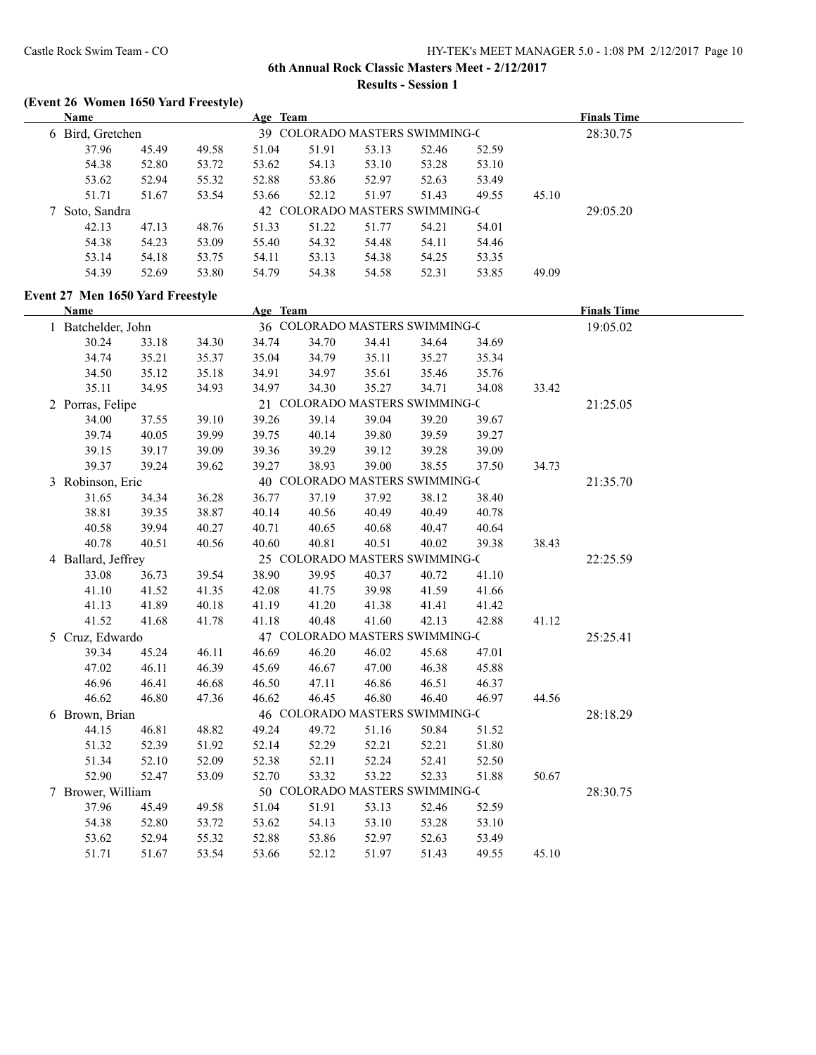**6th Annual Rock Classic Masters Meet - 2/12/2017**

**Results - Session 1**

## (Event 26 Women 1650 Yard Freestyle)

| Name | | | Age | Team | | | | | Finals Time |
|---|---|---|---|---|---|---|---|---|---|
| 6 Bird, Gretchen | | | 39 | COLORADO MASTERS SWIMMING-( | | | | | 28:30.75 |
| 37.96 | 45.49 | 49.58 | 51.04 | 51.91 | 53.13 | 52.46 | 52.59 | | |
| 54.38 | 52.80 | 53.72 | 53.62 | 54.13 | 53.10 | 53.28 | 53.10 | | |
| 53.62 | 52.94 | 55.32 | 52.88 | 53.86 | 52.97 | 52.63 | 53.49 | | |
| 51.71 | 51.67 | 53.54 | 53.66 | 52.12 | 51.97 | 51.43 | 49.55 | 45.10 | |
| 7 Soto, Sandra | | | 42 | COLORADO MASTERS SWIMMING-( | | | | | 29:05.20 |
| 42.13 | 47.13 | 48.76 | 51.33 | 51.22 | 51.77 | 54.21 | 54.01 | | |
| 54.38 | 54.23 | 53.09 | 55.40 | 54.32 | 54.48 | 54.11 | 54.46 | | |
| 53.14 | 54.18 | 53.75 | 54.11 | 53.13 | 54.38 | 54.25 | 53.35 | | |
| 54.39 | 52.69 | 53.80 | 54.79 | 54.38 | 54.58 | 52.31 | 53.85 | 49.09 | |

## Event 27 Men 1650 Yard Freestyle

| Name | | | Age | Team | | | | | Finals Time |
|---|---|---|---|---|---|---|---|---|---|
| 1 Batchelder, John | | | 36 | COLORADO MASTERS SWIMMING-( | | | | | 19:05.02 |
| 30.24 | 33.18 | 34.30 | 34.74 | 34.70 | 34.41 | 34.64 | 34.69 | | |
| 34.74 | 35.21 | 35.37 | 35.04 | 34.79 | 35.11 | 35.27 | 35.34 | | |
| 34.50 | 35.12 | 35.18 | 34.91 | 34.97 | 35.61 | 35.46 | 35.76 | | |
| 35.11 | 34.95 | 34.93 | 34.97 | 34.30 | 35.27 | 34.71 | 34.08 | 33.42 | |
| 2 Porras, Felipe | | | 21 | COLORADO MASTERS SWIMMING-( | | | | | 21:25.05 |
| 34.00 | 37.55 | 39.10 | 39.26 | 39.14 | 39.04 | 39.20 | 39.67 | | |
| 39.74 | 40.05 | 39.99 | 39.75 | 40.14 | 39.80 | 39.59 | 39.27 | | |
| 39.15 | 39.17 | 39.09 | 39.36 | 39.29 | 39.12 | 39.28 | 39.09 | | |
| 39.37 | 39.24 | 39.62 | 39.27 | 38.93 | 39.00 | 38.55 | 37.50 | 34.73 | |
| 3 Robinson, Eric | | | 40 | COLORADO MASTERS SWIMMING-( | | | | | 21:35.70 |
| 31.65 | 34.34 | 36.28 | 36.77 | 37.19 | 37.92 | 38.12 | 38.40 | | |
| 38.81 | 39.35 | 38.87 | 40.14 | 40.56 | 40.49 | 40.49 | 40.78 | | |
| 40.58 | 39.94 | 40.27 | 40.71 | 40.65 | 40.68 | 40.47 | 40.64 | | |
| 40.78 | 40.51 | 40.56 | 40.60 | 40.81 | 40.51 | 40.02 | 39.38 | 38.43 | |
| 4 Ballard, Jeffrey | | | 25 | COLORADO MASTERS SWIMMING-( | | | | | 22:25.59 |
| 33.08 | 36.73 | 39.54 | 38.90 | 39.95 | 40.37 | 40.72 | 41.10 | | |
| 41.10 | 41.52 | 41.35 | 42.08 | 41.75 | 39.98 | 41.59 | 41.66 | | |
| 41.13 | 41.89 | 40.18 | 41.19 | 41.20 | 41.38 | 41.41 | 41.42 | | |
| 41.52 | 41.68 | 41.78 | 41.18 | 40.48 | 41.60 | 42.13 | 42.88 | 41.12 | |
| 5 Cruz, Edwardo | | | 47 | COLORADO MASTERS SWIMMING-( | | | | | 25:25.41 |
| 39.34 | 45.24 | 46.11 | 46.69 | 46.20 | 46.02 | 45.68 | 47.01 | | |
| 47.02 | 46.11 | 46.39 | 45.69 | 46.67 | 47.00 | 46.38 | 45.88 | | |
| 46.96 | 46.41 | 46.68 | 46.50 | 47.11 | 46.86 | 46.51 | 46.37 | | |
| 46.62 | 46.80 | 47.36 | 46.62 | 46.45 | 46.80 | 46.40 | 46.97 | 44.56 | |
| 6 Brown, Brian | | | 46 | COLORADO MASTERS SWIMMING-( | | | | | 28:18.29 |
| 44.15 | 46.81 | 48.82 | 49.24 | 49.72 | 51.16 | 50.84 | 51.52 | | |
| 51.32 | 52.39 | 51.92 | 52.14 | 52.29 | 52.21 | 52.21 | 51.80 | | |
| 51.34 | 52.10 | 52.09 | 52.38 | 52.11 | 52.24 | 52.41 | 52.50 | | |
| 52.90 | 52.47 | 53.09 | 52.70 | 53.32 | 53.22 | 52.33 | 51.88 | 50.67 | |
| 7 Brower, William | | | 50 | COLORADO MASTERS SWIMMING-( | | | | | 28:30.75 |
| 37.96 | 45.49 | 49.58 | 51.04 | 51.91 | 53.13 | 52.46 | 52.59 | | |
| 54.38 | 52.80 | 53.72 | 53.62 | 54.13 | 53.10 | 53.28 | 53.10 | | |
| 53.62 | 52.94 | 55.32 | 52.88 | 53.86 | 52.97 | 52.63 | 53.49 | | |
| 51.71 | 51.67 | 53.54 | 53.66 | 52.12 | 51.97 | 51.43 | 49.55 | 45.10 | |